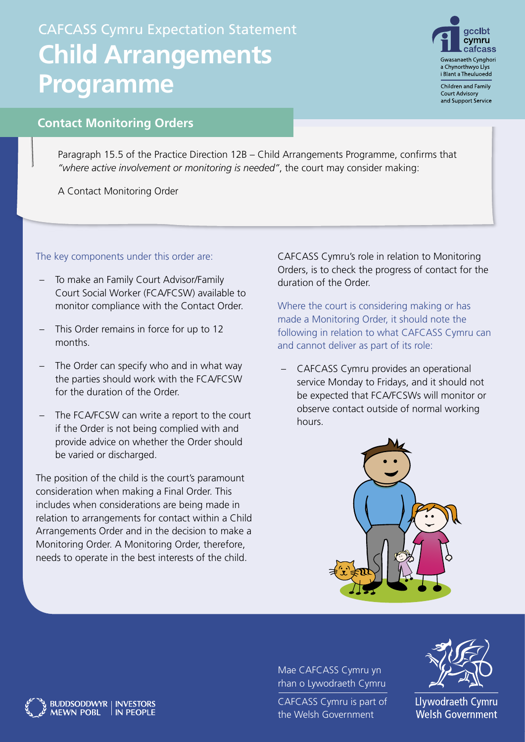# CAFCASS Cymru Expectation Statement

# Child Arrangements Programme

## Contact Monitoring Orders

Paragraph 15.5 of the Practice Direction 12B – Child Arrangements Programme, confirms that *"where active involvement or monitoring is needed"*, the court may consider making:

A Contact Monitoring Order

The key components under this order are:

- To make an Family Court Advisor/Family Court Social Worker (FCA/FCSW) available to monitor compliance with the Contact Order.
- This Order remains in force for up to 12 months.
- The Order can specify who and in what way the parties should work with the FCA/FCSW for the duration of the Order.
- The FCA/FCSW can write a report to the court if the Order is not being complied with and provide advice on whether the Order should be varied or discharged.

The position of the child is the court's paramount consideration when making a Final Order. This includes when considerations are being made in relation to arrangements for contact within a Child Arrangements Order and in the decision to make a Monitoring Order. A Monitoring Order, therefore, needs to operate in the best interests of the child.

CAFCASS Cymru's role in relation to Monitoring Orders, is to check the progress of contact for the duration of the Order.

Where the court is considering making or has made a Monitoring Order, it should note the following in relation to what CAFCASS Cymru can and cannot deliver as part of its role:

- CAFCASS Cymru provides an operational service Monday to Fridays, and it should not be expected that FCA/FCSWs will monitor or observe contact outside of normal working hours.

Mae CAFCASS Cymru yn rhan o Lywodraeth Cymru

CAFCASS Cymru is part of the Welsh Government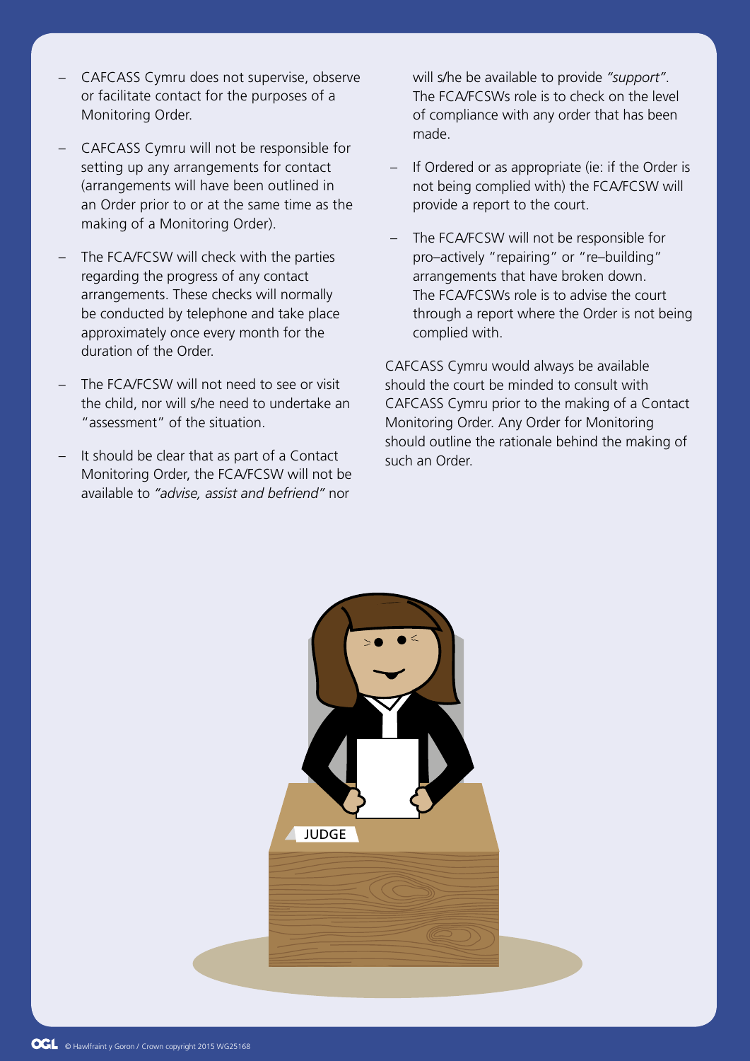- CAFCASS Cymru does not supervise, observe or facilitate contact for the purposes of a Monitoring Order.
- CAFCASS Cymru will not be responsible for setting up any arrangements for contact (arrangements will have been outlined in an Order prior to or at the same time as the making of a Monitoring Order).
- The FCA/FCSW will check with the parties regarding the progress of any contact arrangements. These checks will normally be conducted by telephone and take place approximately once every month for the duration of the Order.
- The FCA/FCSW will not need to see or visit the child, nor will s/he need to undertake an "assessment" of the situation.
- It should be clear that as part of a Contact Monitoring Order, the FCA/FCSW will not be available to *"advise, assist and befriend"* nor will s/he be available to provide *"support"*. The FCA/FCSWs role is to check on the level of compliance with any order that has been made.
- If Ordered or as appropriate (ie: if the Order is not being complied with) the FCA/FCSW will provide a report to the court.
- The FCA/FCSW will not be responsible for pro–actively "repairing" or "re–building" arrangements that have broken down. The FCA/FCSWs role is to advise the court through a report where the Order is not being complied with.

CAFCASS Cymru would always be available should the court be minded to consult with CAFCASS Cymru prior to the making of a Contact Monitoring Order. Any Order for Monitoring should outline the rationale behind the making of such an Order.

© Hawlfraint y Goron / Crown copyright 2015 WG25168